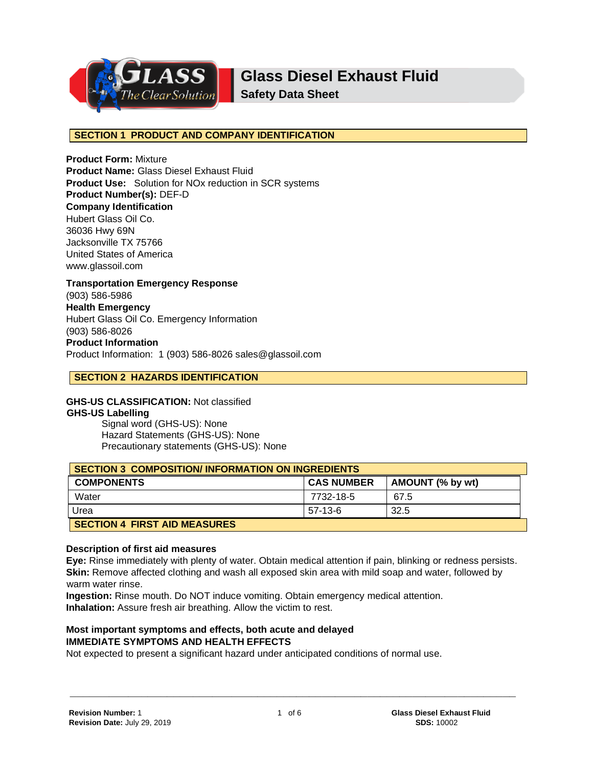# Glass Diesel Exhaust Fluid

## Safety Data Sheet

## SECTION 1 PRODUCT AND COMPANY IDENTIFICATION

**Product Form:** Mixture
**Product Name:** Glass Diesel Exhaust Fluid
**Product Use:** Solution for NOx reduction in SCR systems
**Product Number(s):** DEF-D
**Company Identification**
Hubert Glass Oil Co.
36036 Hwy 69N
Jacksonville TX 75766
United States of America
www.glassoil.com

**Transportation Emergency Response**
(903) 586-5986
**Health Emergency**
Hubert Glass Oil Co. Emergency Information
(903) 586-8026
**Product Information**
Product Information: 1 (903) 586-8026 sales@glassoil.com

## SECTION 2 HAZARDS IDENTIFICATION

**GHS-US CLASSIFICATION:** Not classified
**GHS-US Labelling**

Signal word (GHS-US): None
Hazard Statements (GHS-US): None
Precautionary statements (GHS-US): None

## SECTION 3 COMPOSITION/ INFORMATION ON INGREDIENTS

| COMPONENTS | CAS NUMBER | AMOUNT (% by wt) |
|---|---|---|
| Water | 7732-18-5 | 67.5 |
| Urea | 57-13-6 | 32.5 |

## SECTION 4 FIRST AID MEASURES

**Description of first aid measures**
**Eye:** Rinse immediately with plenty of water. Obtain medical attention if pain, blinking or redness persists.
**Skin:** Remove affected clothing and wash all exposed skin area with mild soap and water, followed by warm water rinse.
**Ingestion:** Rinse mouth. Do NOT induce vomiting. Obtain emergency medical attention.
**Inhalation:** Assure fresh air breathing. Allow the victim to rest.

**Most important symptoms and effects, both acute and delayed**
**IMMEDIATE SYMPTOMS AND HEALTH EFFECTS**
Not expected to present a significant hazard under anticipated conditions of normal use.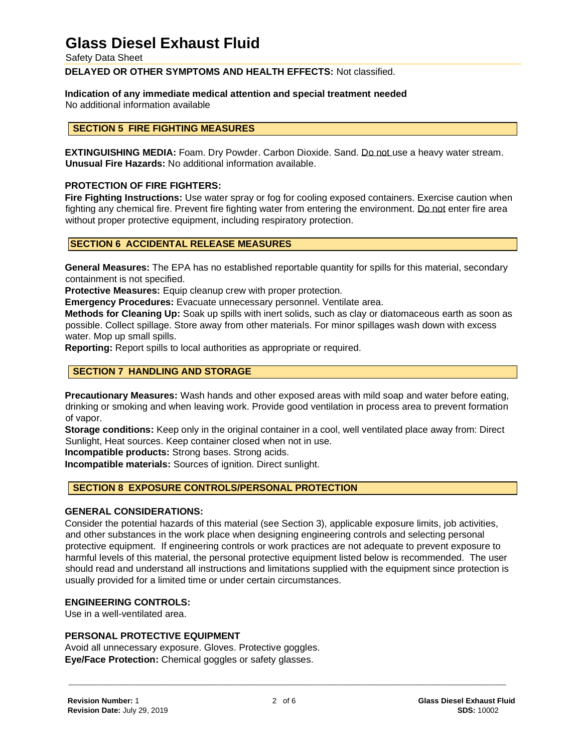**DELAYED OR OTHER SYMPTOMS AND HEALTH EFFECTS:** Not classified.

**Indication of any immediate medical attention and special treatment needed**
No additional information available

## SECTION 5 FIRE FIGHTING MEASURES

**EXTINGUISHING MEDIA:** Foam. Dry Powder. Carbon Dioxide. Sand. Do not use a heavy water stream.
**Unusual Fire Hazards:** No additional information available.

**PROTECTION OF FIRE FIGHTERS:**
**Fire Fighting Instructions:** Use water spray or fog for cooling exposed containers. Exercise caution when fighting any chemical fire. Prevent fire fighting water from entering the environment. Do not enter fire area without proper protective equipment, including respiratory protection.

## SECTION 6 ACCIDENTAL RELEASE MEASURES

**General Measures:** The EPA has no established reportable quantity for spills for this material, secondary containment is not specified.
**Protective Measures:** Equip cleanup crew with proper protection.
**Emergency Procedures:** Evacuate unnecessary personnel. Ventilate area.
**Methods for Cleaning Up:** Soak up spills with inert solids, such as clay or diatomaceous earth as soon as possible. Collect spillage. Store away from other materials. For minor spillages wash down with excess water. Mop up small spills.
**Reporting:** Report spills to local authorities as appropriate or required.

## SECTION 7 HANDLING AND STORAGE

**Precautionary Measures:** Wash hands and other exposed areas with mild soap and water before eating, drinking or smoking and when leaving work. Provide good ventilation in process area to prevent formation of vapor.
**Storage conditions:** Keep only in the original container in a cool, well ventilated place away from: Direct Sunlight, Heat sources. Keep container closed when not in use.
**Incompatible products:** Strong bases. Strong acids.
**Incompatible materials:** Sources of ignition. Direct sunlight.

## SECTION 8 EXPOSURE CONTROLS/PERSONAL PROTECTION

**GENERAL CONSIDERATIONS:**
Consider the potential hazards of this material (see Section 3), applicable exposure limits, job activities, and other substances in the work place when designing engineering controls and selecting personal protective equipment. If engineering controls or work practices are not adequate to prevent exposure to harmful levels of this material, the personal protective equipment listed below is recommended. The user should read and understand all instructions and limitations supplied with the equipment since protection is usually provided for a limited time or under certain circumstances.

**ENGINEERING CONTROLS:**
Use in a well-ventilated area.

**PERSONAL PROTECTIVE EQUIPMENT**
Avoid all unnecessary exposure. Gloves. Protective goggles.
**Eye/Face Protection:** Chemical goggles or safety glasses.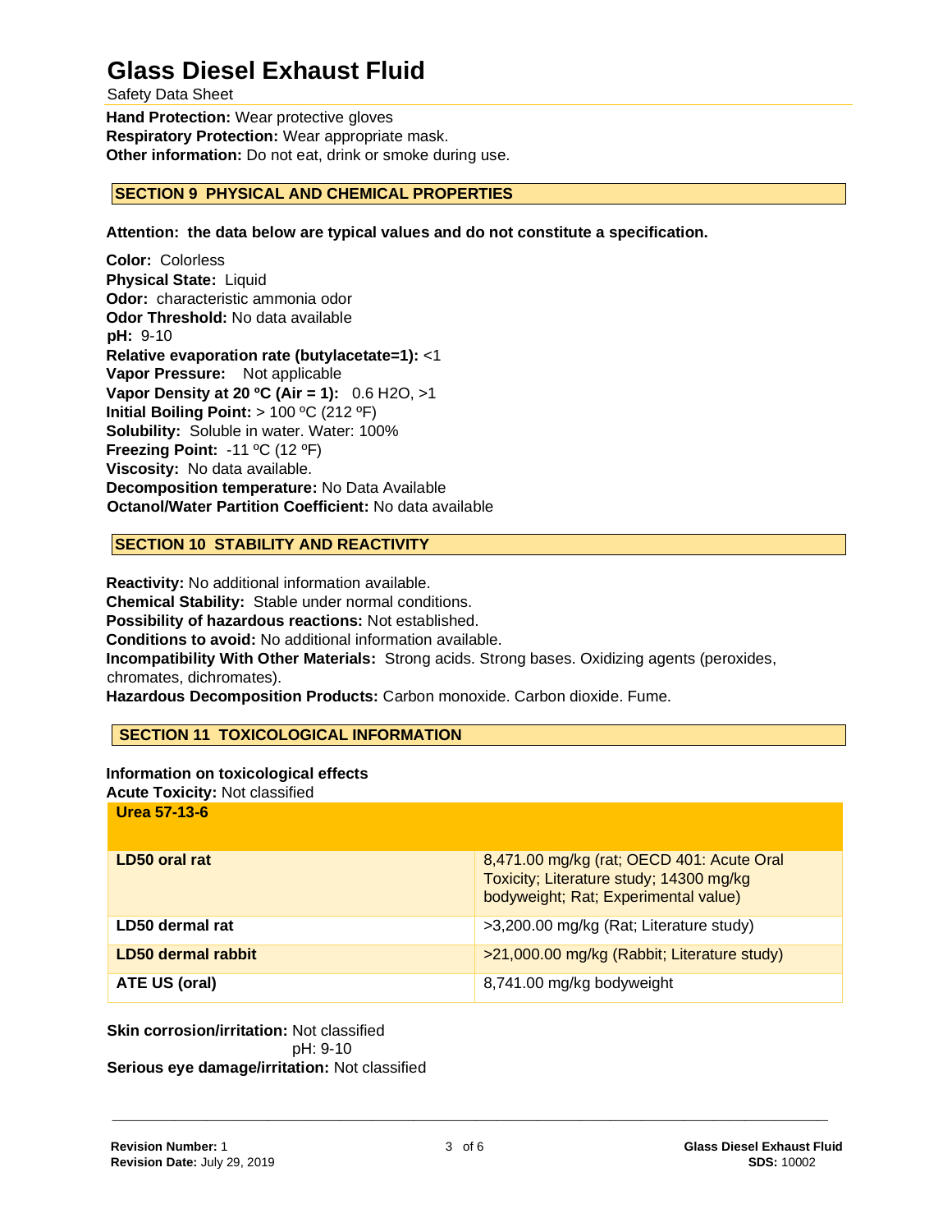**Hand Protection:** Wear protective gloves
**Respiratory Protection:** Wear appropriate mask.
**Other information:** Do not eat, drink or smoke during use.

## SECTION 9 PHYSICAL AND CHEMICAL PROPERTIES

**Attention: the data below are typical values and do not constitute a specification.**

**Color:** Colorless
**Physical State:** Liquid
**Odor:** characteristic ammonia odor
**Odor Threshold:** No data available
**pH:** 9-10
**Relative evaporation rate (butylacetate=1):** <1
**Vapor Pressure:** Not applicable
**Vapor Density at 20 ºC (Air = 1):** 0.6 H2O, >1
**Initial Boiling Point:** > 100 ºC (212 ºF)
**Solubility:** Soluble in water. Water: 100%
**Freezing Point:** -11 ºC (12 ºF)
**Viscosity:** No data available.
**Decomposition temperature:** No Data Available
**Octanol/Water Partition Coefficient:** No data available

## SECTION 10 STABILITY AND REACTIVITY

**Reactivity:** No additional information available.
**Chemical Stability:** Stable under normal conditions.
**Possibility of hazardous reactions:** Not established.
**Conditions to avoid:** No additional information available.
**Incompatibility With Other Materials:** Strong acids. Strong bases. Oxidizing agents (peroxides, chromates, dichromates).
**Hazardous Decomposition Products:** Carbon monoxide. Carbon dioxide. Fume.

## SECTION 11 TOXICOLOGICAL INFORMATION

**Information on toxicological effects**
**Acute Toxicity:** Not classified

| Urea 57-13-6 | |
|---|---|
| **LD50 oral rat** | 8,471.00 mg/kg (rat; OECD 401: Acute Oral Toxicity; Literature study; 14300 mg/kg bodyweight; Rat; Experimental value) |
| **LD50 dermal rat** | >3,200.00 mg/kg (Rat; Literature study) |
| **LD50 dermal rabbit** | >21,000.00 mg/kg (Rabbit; Literature study) |
| **ATE US (oral)** | 8,741.00 mg/kg bodyweight |

**Skin corrosion/irritation:** Not classified
pH: 9-10
**Serious eye damage/irritation:** Not classified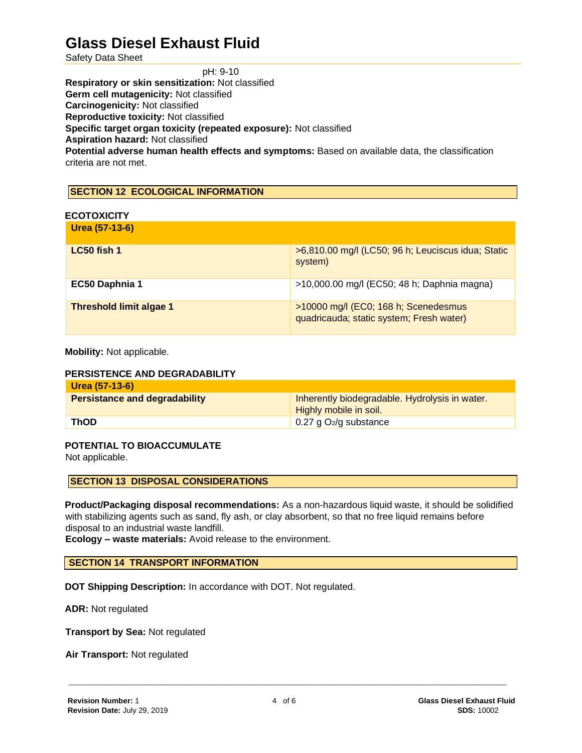pH: 9-10

**Respiratory or skin sensitization:** Not classified
**Germ cell mutagenicity:** Not classified
**Carcinogenicity:** Not classified
**Reproductive toxicity:** Not classified
**Specific target organ toxicity (repeated exposure):** Not classified
**Aspiration hazard:** Not classified
**Potential adverse human health effects and symptoms:** Based on available data, the classification criteria are not met.

## SECTION 12 ECOLOGICAL INFORMATION

**ECOTOXICITY**

| **Urea (57-13-6)** | |
|---|---|
| **LC50 fish 1** | >6,810.00 mg/l (LC50; 96 h; Leuciscus idua; Static system) |
| **EC50 Daphnia 1** | >10,000.00 mg/l (EC50; 48 h; Daphnia magna) |
| **Threshold limit algae 1** | >10000 mg/l (EC0; 168 h; Scenedesmus quadricauda; static system; Fresh water) |

**Mobility:** Not applicable.

**PERSISTENCE AND DEGRADABILITY**

| **Urea (57-13-6)** | |
|---|---|
| **Persistance and degradability** | Inherently biodegradable. Hydrolysis in water. Highly mobile in soil. |
| **ThOD** | 0.27 g $O_2$/g substance |

**POTENTIAL TO BIOACCUMULATE**

Not applicable.

## SECTION 13 DISPOSAL CONSIDERATIONS

**Product/Packaging disposal recommendations:** As a non-hazardous liquid waste, it should be solidified with stabilizing agents such as sand, fly ash, or clay absorbent, so that no free liquid remains before disposal to an industrial waste landfill.
**Ecology – waste materials:** Avoid release to the environment.

## SECTION 14 TRANSPORT INFORMATION

**DOT Shipping Description:** In accordance with DOT. Not regulated.

**ADR:** Not regulated

**Transport by Sea:** Not regulated

**Air Transport:** Not regulated

**Revision Number:** 1
**Revision Date:** July 29, 2019

**Glass Diesel Exhaust Fluid**
**SDS:** 10002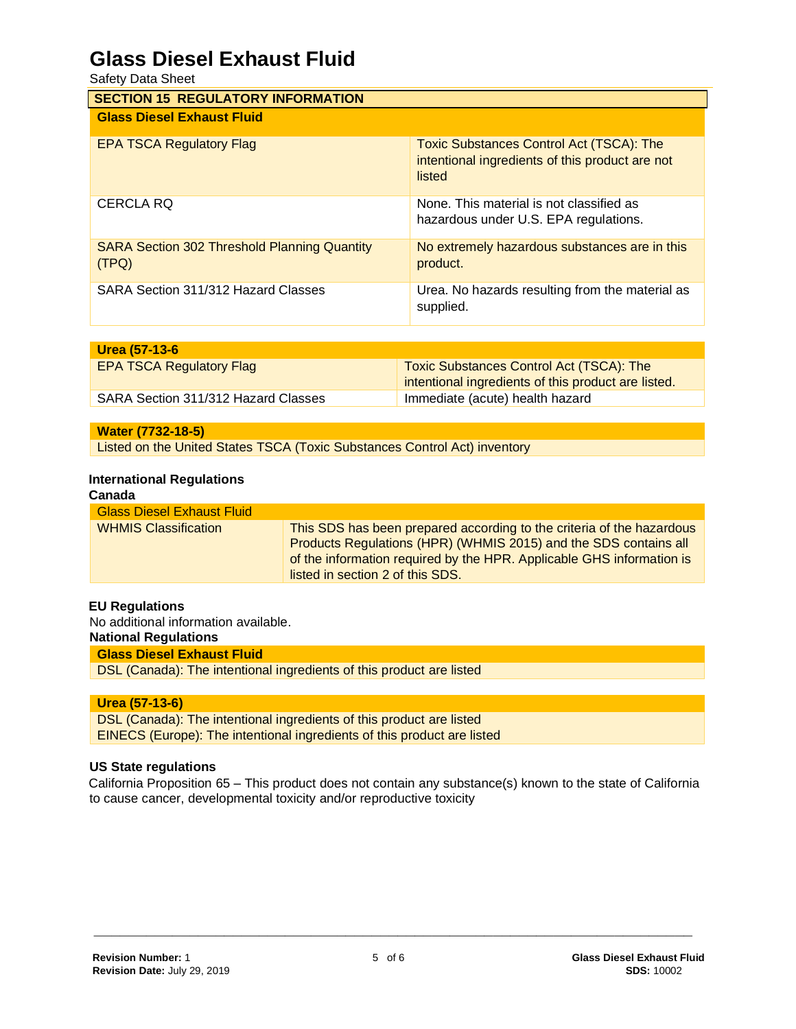## SECTION 15 REGULATORY INFORMATION

| Glass Diesel Exhaust Fluid | |
|---|---|
| EPA TSCA Regulatory Flag | Toxic Substances Control Act (TSCA): The intentional ingredients of this product are not listed |
| CERCLA RQ | None. This material is not classified as hazardous under U.S. EPA regulations. |
| SARA Section 302 Threshold Planning Quantity (TPQ) | No extremely hazardous substances are in this product. |
| SARA Section 311/312 Hazard Classes | Urea. No hazards resulting from the material as supplied. |

| Urea (57-13-6 | |
|---|---|
| EPA TSCA Regulatory Flag | Toxic Substances Control Act (TSCA): The intentional ingredients of this product are listed. |
| SARA Section 311/312 Hazard Classes | Immediate (acute) health hazard |

| Water (7732-18-5) |
|---|
| Listed on the United States TSCA (Toxic Substances Control Act) inventory |

**International Regulations**

**Canada**

| Glass Diesel Exhaust Fluid | |
|---|---|
| WHMIS Classification | This SDS has been prepared according to the criteria of the hazardous Products Regulations (HPR) (WHMIS 2015) and the SDS contains all of the information required by the HPR. Applicable GHS information is listed in section 2 of this SDS. |

**EU Regulations**

No additional information available.

**National Regulations**

| Glass Diesel Exhaust Fluid |
|---|
| DSL (Canada): The intentional ingredients of this product are listed |

| Urea (57-13-6) |
|---|
| DSL (Canada): The intentional ingredients of this product are listed |
| EINECS (Europe): The intentional ingredients of this product are listed |

**US State regulations**

California Proposition 65 – This product does not contain any substance(s) known to the state of California to cause cancer, developmental toxicity and/or reproductive toxicity

**Revision Number:** 1
**Revision Date:** July 29, 2019

**Glass Diesel Exhaust Fluid**
**SDS:** 10002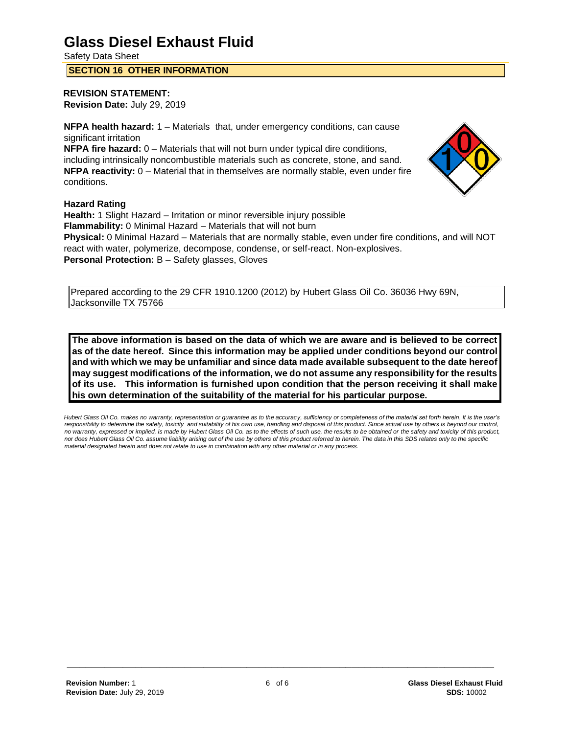# Glass Diesel Exhaust Fluid

Safety Data Sheet

## SECTION 16 OTHER INFORMATION

**REVISION STATEMENT:**

**Revision Date:** July 29, 2019

**NFPA health hazard:** 1 – Materials that, under emergency conditions, can cause significant irritation

**NFPA fire hazard:** 0 – Materials that will not burn under typical dire conditions, including intrinsically noncombustible materials such as concrete, stone, and sand.

**NFPA reactivity:** 0 – Material that in themselves are normally stable, even under fire conditions.

**Hazard Rating**

**Health:** 1 Slight Hazard – Irritation or minor reversible injury possible

**Flammability:** 0 Minimal Hazard – Materials that will not burn

**Physical:** 0 Minimal Hazard – Materials that are normally stable, even under fire conditions, and will NOT react with water, polymerize, decompose, condense, or self-react. Non-explosives.

**Personal Protection:** B – Safety glasses, Gloves

Prepared according to the 29 CFR 1910.1200 (2012) by Hubert Glass Oil Co. 36036 Hwy 69N, Jacksonville TX 75766

**The above information is based on the data of which we are aware and is believed to be correct as of the date hereof. Since this information may be applied under conditions beyond our control and with which we may be unfamiliar and since data made available subsequent to the date hereof may suggest modifications of the information, we do not assume any responsibility for the results of its use. This information is furnished upon condition that the person receiving it shall make his own determination of the suitability of the material for his particular purpose.**

*Hubert Glass Oil Co. makes no warranty, representation or guarantee as to the accuracy, sufficiency or completeness of the material set forth herein. It is the user's responsibility to determine the safety, toxicity and suitability of his own use, handling and disposal of this product. Since actual use by others is beyond our control, no warranty, expressed or implied, is made by Hubert Glass Oil Co. as to the effects of such use, the results to be obtained or the safety and toxicity of this product, nor does Hubert Glass Oil Co. assume liability arising out of the use by others of this product referred to herein. The data in this SDS relates only to the specific material designated herein and does not relate to use in combination with any other material or in any process.*

**Revision Number:** 1
**Revision Date:** July 29, 2019

**SDS:** 10002